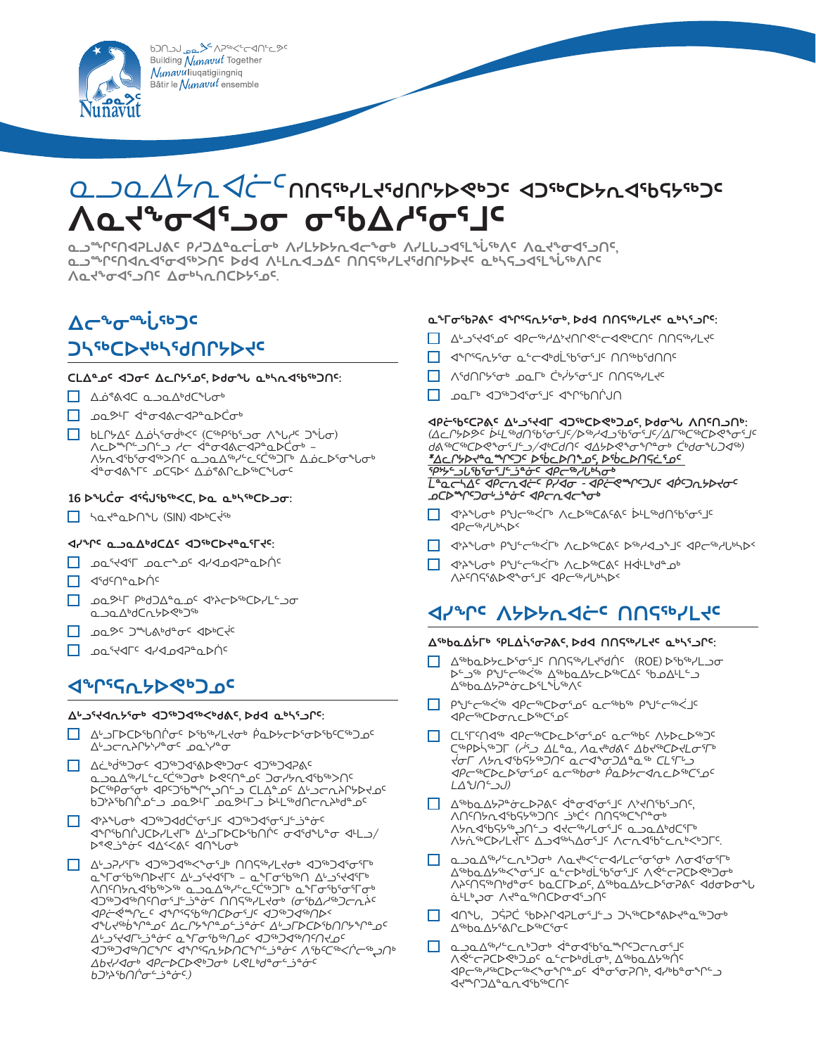ᑲᑐᔾᔨᖃᑎᒌᒃᑐᑎᑦ ᐱᕙᓪᓕᐊᑎᑦᑎᓂᕐᒧᑦ
Building *Nunavut* Together
*Nunavut*liuqatigiingniq
Bâtir le *Nunavut* ensemble

# ᓇᓗᓇᐃᔭᑎᐊᓖᑦ ᑎᑎᕋᖅᓯᒪᔪᖁᑎᒋᔭᐅᕙᒃᑐᑦ ᐊᑐᖅᑕᐅᔭᕆᐊᖃᖅᑐᑦ ᐱᓇᓱᖕᓂᐊᕐᓗᓂ ᓂᕿᐃᓯᕐᓂᕐᒧᑦ

ᓄᓗᖕᓂᖅᑎᐊᕈᒪᒍᕕᑦ ᑭᓱᐃᓐᓇᕐᓂᓕᒫᕐᒥᒃ ᐱᓯᒪᔭᕆᐊᖃᖅᑐᓂᒃ ᐱᓯᒪᒍᕕᑦ ᐱᓇᓱᖕᓂᐊᕐᓗᑎᑦ, ᓄᓗᖕᓂᖅᑎᐊᓂᐊᕐᓂᐊᖅᐳᑎᑦ ᐅᑯᐊ ᐱᒻᒪᕆᐅᓗᐃᑦ ᑎᑎᕋᖅᓯᒪᔪᖁᑎᒋᔭᐅᕙᒃᑐᑦ ᓇᑲᑦᓴᒍᓯᒪᓐᖏᑉᐸᑦ ᐱᓇᓱᖕᓂᐊᕐᓗᑎᑦ ᐃᓂᖃᓕᖅᑎᑕᐅᖏᓐᓂᑦ.

## ᐃᓕᓐᓂᐊᖃᑦᑕᑦ

### ᑐᓴᖅᑕᐅᔪᓐᓇᖁᑎᒋᔭᐅᕙᒃᑐᑦ

**ᑕᒪᐃᓐᓂᑦ ᐊᑐᓂᑦ ᐃᓚᒋᔭᕐᓂᑦ, ᐅᑯᓂᖓ ᓇᒃᓴᑎᐊᖅᑕᐅᒃᐸᑦ:**

- ☐ ᐃᓅᖅᐸᐃᑦ ᓄᓇᓕᒃᑕᖓᓂᒃ
- ☐ ᓄᓇᕗᒻᒥ ᐋᓐᓂᐊᓕᕆᔨᖏᓐᓄᑦ ᐅᑭᐅᖅᓯᐅᑎᖓ
- ☐ ᑲᒪᒋᔭᐃᑦ ᐃᓅᖅᓯᓂᖏᑦ (ᑕᖅᑭᖅᑐᓂ ᐱᓐᖑᕐᓂᐅᓚᐅᖏᑦ) ᐱᓕᕆᖃᑦᑕᓗᑎᒃ ᓯᓚ ᐋᓐᓂᐊᓕᕆᔨᖏᑦᑕᖏᓐᓂ – ᐱᔭᕆᐊᖃᖅᑐᓂᒃ ᓄᓇᓕᓐᓂ ᐋᓐᓂᐊᕐᕕᖕᒥ ᓄᓇᓕᓕᒃᑕᖓᓂ ᐃᓅᖅᑐᐃᔨᖃᖅᑕᓕᖕᒥᒃ

**16 ᐅᑭᐅᓖᑦ ᐊᕐᖁᓚᐅᖅᓯᒪᕗᑦ, ᐅᓇ ᓇᒃᓴᕆᐊᖃᖅᑐᖅ:**

- ☐ ᓴᓇᔭᖕᓄᑦ ᓈᒻᒪᒃ (SIN) ᐊᑭᖓ

**ᐊᓯᖏᑦ ᓇᓗᓇᐃᖅᑕᐅᑎᑦ ᐊᑐᖅᑕᐅᔪᓐᓇᖅᑐᑦ:**

- ☐ ᓄᓇᕐᔪᐊᒥ ᓄᓇᓕᖕᓂᑦ ᐊᓯᐊᓄᑦ ᐃᓂᒋᓯᒪᔭᑦ
- ☐ ᐊᖏᖅᑎᒐᐅᑎᑦ
- ☐ ᓄᓇᕗᒻᒥ ᑭᒡᒍᐃᓐᓇᕐᓂᑦ ᐊᑯᓐᓂᖅᑕᐅᓯᒪᓪᓗᓂ ᓇᓗᓇᐃᖅᑕᓯᒪᔪᑦ
- ☐ ᓄᓇᕗᑦ ᑐᓐᖓᕕᖓᓂᑦ ᐊᑭᖅᑕᐅᑦ
- ☐ ᓄᓇᕐᔪᐊᒥᑦ ᐊᓯᐊᓄᑦ ᐃᓂᒋᓯᒪᔭᑦ

## ᐊᕐᕌᒍᖓ ᐅᑯᐊᓗᑦ

**ᐃᓚᒋᔭᐃᑦ ᐊᑐᖅᑕᐅᒐᔭᖅᑐᑦ, ᐅᑯᐊ ᓇᒃᓴᕆᐊᖃᖅᑐᑦ:**

- ☐ ᐃᓚᒋᔭᐃᑦ ᐅᖃᐅᓯᖃᕐᓂᖏᑦ ᑭᐅᔪᓐᓇᕐᓂᐅᔪᓂ ᐃᓚᒋᔭᐃᑦ ᓄᓇᓕᒥ
- ☐ ᐃᓚᐅᖃᑕᐅᔪᓂ ᐊᑐᖅᑕᐅᔪᓐᓇᖅᑐᓂ ᐊᑐᖅᑕᐅᓂᖅ ᓇᓗᓇᐃᖅᓯᒪᓕᖅᑕᐅᔪᓐᓇᖅᑐᑎᑦ ᐃᓚᖏᑦ ᑐᓂᓯᔪᓐᓇᖅᑐᑎᑦ ᐅᖅᑲᐅᓯᖃᑦᑕᓂᖏᓐᓂ ᐊᑐᖅᑕᐅᒐᔭᖅᑐᓂ ᑕᒪᐃᓐᓂᑦ ᐃᓚᒋᔭᐃᑦ ᑲᑎᓐᖓᑎᓪᓗᒍ ᓄᓇᓕᒥ ᓄᓇᓕᒥᓗ ᐅᑯᐊᓂᖅᑐᐃᓂᖏᓐᓂ
- ☐ ᐊᑦᔨᖏᑦ ᐊᑐᖅᑕᐅᔪᓐᓇᖅᑐᑦ ᐊᑐᖅᑕᐅᔪᓂ ᐊᑐᖅᑕᐅᓂᖏᑦ ᑲᔪᓯᑎᑦᑎᓂᕐᒧᑦ ᐃᓚᒋᔭᕐᓂᑦ ᐅᖃᐅᓯᖃᖅᑐᓂ ᓂᕆᐅᖕᓂᖅ ᐊᓯᖏᓐᓂ/ᐅᐸᒃᑐᓂ ᐊᐸᕐᕕᒃ ᐊᑎᖓᓂ
- ☐ ᐃᓚᒋᔭᐃᑦ ᐊᑐᖅᑕᐅᔪᓐᓇᖅᑐᑦ ᑎᑎᕋᖅᓯᒪᔪᓂ ᐊᑐᖅᑕᐅᓂᖏᓐᓂ ᓇᒃᓴᖅᑕᐅᓂᖓ ᐃᓚᒋᔭᐅᔪᓂ – ᓇᒃᓴᖅᑕᐅᓂᖅ ᐃᓚᒋᔭᐅᔪᓂ ᐱᑎᑦᑎᔪᓐᓇᖅᑐᑦ ᓄᓇᓕᒃᓴᕆᔪᓂ ᓇᒃᓴᖅᑕᐅᓚᐅᖅᑐᓂ ᐊᑐᖅᑕᐅᓯᒪᔪᑦ ᑎᑎᕋᖅᓯᒪᔪᓂ (ᓂᕆᐅᒃᑐᓂᒃ ᐊᑯᓂᐅᓐᖏᑦᑐᖅ ᐊᓯᖏᓐᓂᒃ ᐊᑐᖅᑕᐅᔪᓂ ᐃᓚᒋᔭᐅᔪᓂ ᐃᓚᒋᔭᐅᓂᖏᓐᓄᑦ ᐊᔾᔨᒋᔭᐅᔪᓂᑦ ᐃᓚᒋᔭᐅᖏᑦᑐᓂᒃ ᓇᒃᓴᖅᑕᐅᓂᖏᓐᓂ ᐊᑐᖅᑕᐅᔪᓐᓇᖅᑐᓂ ᐊᑐᖅᑕᐅᒋᐊᖃᖅᑐᑦ ᐊᔾᔨᒋᔭᐅᓐᖏᑦᑐᓂᒃ ᐱᓕᕆᔪᓂ ᐅᖃᐅᓯᖃᕐᓗᑎᒃ ᐊᑐᖅᑕᐅᖏᑦᑐᓂᒃ ᐊᑐᖅᑕᐅᒐᔭᖅᑐᓂᒃ ᑲᑎᖅᓱᐃᓂᖅ.)

**ᓇᒡᓕᒋᔭᐅᔪᑦ ᐊᕐᕌᒍᖏᑦ, ᐅᑯᐊ ᑎᑎᕋᖅᓯᒪᔪᑦ ᓇᒃᓴᕆᐊᖃᖅᑐᑦ:**

- ☐ ᐃᓚᒋᔭᐃᑦ ᐊᐅᓚᓯᒪᓂᖏᑦ ᐊᐅᓚᑦᑎᔨᒃᑯᑦ ᑎᑎᕋᖅᓯᒪᔪᑦ
- ☐ ᐊᕐᕌᒍᓂᒃ ᓇᒻᒪᒋᔭᐅᔪᓂᒃ ᑎᑎᕋᖅᑕᐅᓯᒪᔪᑦ
- ☐ ᐱᑦᑎᐊᕐᓂᖅ ᓄᓇᒥ ᑖᒃᓯᒪᓂᖏᑦ ᑎᑎᕋᖅᓯᒪᔪᑦ
- ☐ ᓄᓇᒥ ᐊᑐᖅᑐᐊᓂᖏᑦ ᐊᕐᕌᒍᓂᖓ

**ᐊᑲᐅᖏᑦᑐᑎᑦ ᐃᓚᒋᔭᐅᖏᑦ ᐊᑐᖅᑕᐅᖏᒃᑯᑎᑦ, ᐅᑯᐊ ᐱᑎᑦᑎᓗᑎᒃ:**
*(ᐃᓕᓐᓂᐊᖅᑐᑦ ᐅᓪᓗᒥᒧᑦ ᑎᑎᕋᖅᓯᒪᔪᑦ/ᐅᖃᐅᓯᖅ/ᐃᒪᖏᖅᑕᐅᓂᖏᑦ ᑐᓂᓯᓗᓂ/ᐊᓯᖏᑦ ᐊᑐᖅᑕᐅᓂᖏᑦ ᐃᓚᒋᔭᐅᔪᓂᒃ ᑖᒃᑯᓇᓐᖓᑦ)*
*ᐃᓕᓐᓂᐊᖅᑐᓄᑦ ᐅᖃᐅᓯᖅ ᐃᓚᒋᔭᐅᓂᖏᑦ ᐊᑐᖅᑕᐅᔪᓐᓇᖅᑐᑦ ᐊᓯᖏᓐᓂᒃ ᐊᑐᖅᑕᐅᔪᓐᓇᖅᑐᑦ ᓂᕆᐅᓐᓂᖅ - ᐊᑐᖅᑕᐅᔪᓐᓇᖅᑐᑦ ᐊᐸᕐᕕᒃ ᐊᑐᖅᑕᐅᓗᓂ ᓄᓇᓕᓐᓂᒃ ᐊᑐᖅᑕᐅᓂᖏᓐᓂ*

- ☐ ᐊᑯᓂᐅᓂᖏᑦ ᑭᖑᓪᓕᖅᐸᐅᔪᖅ ᐱᓕᕆᕝᕕᐊᓂ ᐅᓪᓗᒥᒧᑦ ᐊᑐᖅᑕᐅᓯᒪᔪᑦ
- ☐ ᐊᑯᓂᐅᓂᖏᑦ ᑭᖑᓪᓕᖅᐸᐅᔪᖅ ᐱᓕᕆᕝᕕᐊᑦ ᐅᖃᐅᓯᖏᑦ ᐊᑐᖅᑕᐅᓯᒪᔪᑦ
- ☐ ᐊᑯᓂᐅᓂᖏᑦ ᑭᖑᓪᓕᖅᐸᐅᔪᖅ ᐱᓕᕆᕝᕕᐊᑦ Hᐊᓪᓚᒃᓴᓄᑦ ᐱᔾᔪᑎᖃᖅᑐᑦ ᐊᑐᖅᑕᐅᓯᒪᔪᑦ

## ᐊᓯᖏᑦ ᐱᔭᕆᐊᖃᖅᑐᑦ ᑎᑎᕋᖅᓯᒪᔪᑦ

**ᐃᖅᑲᓇᐃᔭᕐᓂᖅ ᖃᓄᐃᓕᖓᓂᖏᑦ, ᐅᑯᐊ ᑎᑎᕋᖅᓯᒪᔪᑦ ᓇᒃᓴᕆᐊᖃᖅᑐᑦ:**

- ☐ ᐃᖅᑲᓇᐃᔭᖅᓯᒪᓂᖏᓐᓄᑦ ᑎᑎᕋᖅᓯᒪᔪᖅ (ROE) ᐅᖃᐅᓯᖃᖅᑐᓂ ᐅᑯᓇᙵᑦ ᑭᖑᓪᓕᖅᐹᖅ ᐃᖅᑲᓇᐃᔭᖅᑎᑕᐅᓯᒪᔪᑦ ᖃᓄᐃᓕᖓᓂᖓ ᐃᖅᑲᓇᐃᔭᕐᓂᖅᓴᐅᓯᒪᓕᖅᐱᑦ
- ☐ ᑭᖑᓪᓕᖅᐹᖅ ᐊᑭᓕᖅᑕᐅᓂᕐᓂᑦ ᓇᓪᓕᖅᐹᖅ ᑭᖑᓪᓕᖅᐹᒧᑦ ᐊᑭᓕᖅᑕᐅᓂᓕᓐᓄᑦ
- ☐ ᑕᒪᒥᖏᑦᑎᐊᖅ ᐊᑭᓕᖅᑕᐅᓚᐅᖅᓯᒪᓂᖏᑦ ᓇᓪᓕᖅᐹᑦ ᐱᔭᕆᐊᖃᖅᑐᑦ ᑕᕐᕈᐊᖅᓯᒪᔪᑦ (ᐆᑦᑐᕋᐅᑎᒋᓗᒍ, ᒪᓕᒐᖅ, ᐱᓇᓱᒃᑕᐅᑦ ᐃᑲᔪᖅᑕᐅᓕᕐᓂᕐᒥᒃ ᓯᓂᕐᒥ ᐱᓯᒪᔭᑦ ᖃᓄᐃᓕᐅᖅᑕᐅᓂᖓ ᑕᒪᒥᖏᑦ ᐊᑭᓕᖅᑕᐅᓂᕐᓂᑦ ᓇᓪᓕᖅᐹᖅ ᑭᐅᔪᓐᓇᖅᑐᓂ ᑕᐃᒪᐃᑦᑐᑦ)
- ☐ ᐃᖅᑲᓇᐃᔭᖅᑎᑕᐅᓂᕐᒥᒃ ᐊᓂᓐᓂᖏᑦ ᐱᔭᕆᐊᖃᖅᑐᑦ, ᐊᑎᑦᑎᓂᐊᖅᑐᑎᑦ ᑐᓐᖓᕝᕕᒃ ᑎᑎᕋᖅᓯᒪᔪᖅ ᐱᓕᕆᐊᖃᖅᑐᑦ ᐊᐅᓚᑦᑎᔨᒥᒃ ᓄᓇᓕᓐᓂ ᐱᔨᑦᑎᕋᖅᑎ ᐃᓄᒃᑐᑦ ᐃᓕᓐᓂᐊᖅᑐᓄᑦ.
- ☐ ᓄᓇᓕᒃᓴᓕᐊᖅᑐᖅ ᐱᓇᓱᒐᓱᐊᖅᑐᓂ ᐱᓂᐊᕐᓂᖏᓐᓂ ᐃᖅᑲᓇᐃᔭᖅᓯᒪᓂᖏᓐᓂ ᓇᓕᒧᒃᓯᓗᓂ ᐱᔭᕆᐊᖃᖅᑐᑦ ᐊᑐᖅᑕᐅᓂᖏᓐᓂ ᑲᒪᒋᔭᐅᓂᖏᑦ, ᐃᖅᑲᓇᐃᔭᖅᑐᓄᑦ ᐊᑐᐃᓐᓇᐅᓂᖏᑦ ᐋᓐᓂᐊᕈᓐᓇᖅᑐᑦ ᐱᕙᓪᓕᐊᑎᑦᑎᓗᑎᒃ
- ☐ ᐊᑎᖓ, ᑐᓴᐅᒪ ᖃᐅᔨᒪᔭᐅᔪᑦ ᑐᓴᖅᑕᐅᔪᓐᓇᖅᑐᑦ ᐃᖅᑲᓇᐃᔭᖅᑎᑕᐅᓯᒪᔪᑦ
- ☐ ᓄᓇᓕᒃᓴᓕᐊᖅᑐᖅ ᐊᓐᓂᖅᓯᒪᓂᖏᑦ ᐊᑐᖅᑕᐅᓗᑎᑦ ᐱᓇᓱᐊᖅᑕᐅᔪᓂᒃ ᓇᓕᒧᒃᓯᓗᑎᑦ, ᐃᖅᑲᓇᐃᔭᖅᑎᑦ ᐱᔭᕆᐊᖃᖅᑐᑦ ᐋᓐᓂᐊᖅᓯᒪᓂᖅ, ᐊᑲᐅᓐᖏᑦᑐᑦ ᐊᑐᖅᑕᐅᔪᓐᓇᖅᑐᑦ ᐊᐅᓚᑦᑎᔨᖏᓐᓂᑦ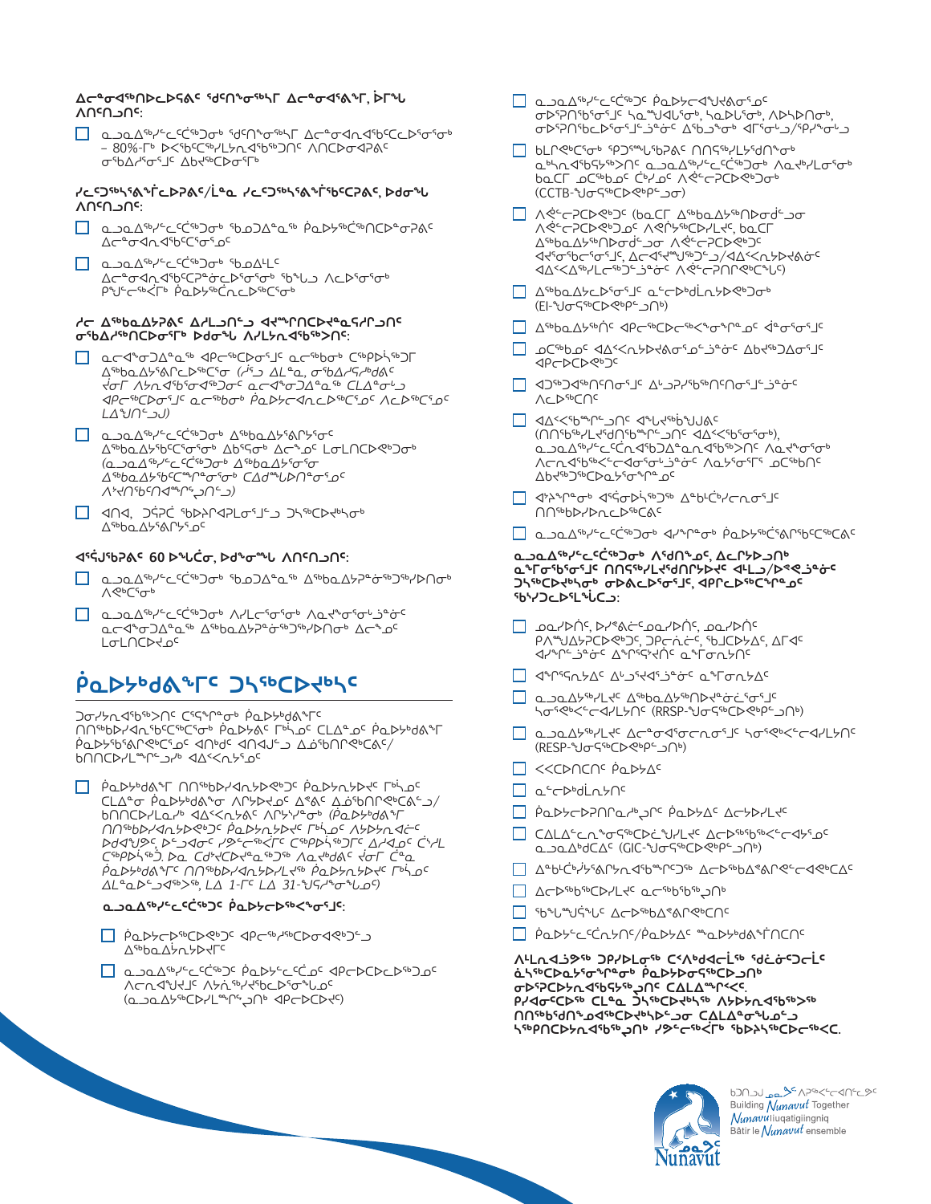**ᐃᓕᓐᓂᐊᖅᑎᑦᑎᐅᑎᐅᓯᐊᑦ ᖁᑦᑎᓐᓂᖅᓴᒥ ᐃᓕᓐᓂᐊᓯᐊᕐᒥ, ᐆᒥᖕᒐ ᐱᑎᑦᑎᓗᑎᑦ:**

- [ ] ᓇᓗᓇᐃᖅᓯᓕᑦᑖᖅᑐᓂᒃ ᖁᑦᑎᓐᓂᖅᓴᒥ ᐃᓕᓐᓂᐊᑎᐊᖅᑕᑦᑕᓕᐅᕐᓂᖏᓐᓂᒃ – 80%-ᒥᒃ ᐅᓕᖅᑕᑦᑕᖅᓯᒪᔪᑎᐊᖅᑐᑦ ᐱᑎᑦᑐᖅᑕᐅᔪᐊᑦ ᓂᖅᑲᐃᔪᓂᖏᓐᓄᑦ ᐃᑲᔪᖅᑕᐅᓂᕐᒥᒃ

**ᓯᓚᑦᑐᖅᓴᕐᕕᒻᒥᐅᑕᐅᓂᐊᖅᑐᓂ/ᓕᒫᓐᓇ ᓯᓚᑦᑐᖅᓴᕐᕕᒻᒥᐅᑕᐅᓂᐊᖅᑐᓂ, ᐅᑯᓂᖓ ᐱᑎᑦᑎᓗᑎᑦ:**

- [ ] ᓇᓗᓇᐃᖅᓯᓕᑦᑖᖅᑐᓂᒃ ᑲᓇᑕᐃᓐᓇᖅ ᖃᐅᔨᓴᖅᑖᖅᑎᑕᐅᓂᖅᓴᐅᓂᐊᑦ ᐃᓕᓐᓂᐊᕆᐊᖅᑕᖅᓯᓂᐊᑦ
- [ ] ᓇᓗᓇᐃᖅᓯᓕᑦᑖᖅᑐᓂᒃ ᑲᓇᑕᐃᒻᒪᑦ ᐃᓕᓐᓂᐊᕆᐊᖅᑕᖅᓯᒪᓂᖅᑕᐅᓂᕐᓂᒃ ᑲᖕᒪᓗ ᐃᓚᐅᖅᓯᓂᒃ ᕿᕙᓪᓚᖕᒥ ᖃᐅᔨᓴᖅᑖᕋᓛᖅᑕᐅᓂᑦᑕᕐᓂᒃ

**ᓯᓚ ᐃᖅᑲᓇᐃᔭᕐᕕᐊᑦ ᐃᓱᓕᓗᓂᓪᓗ ᐊᑯᓐᓂᐅᑎᑕᐅᓂᖅᓴᐅᓯᒪᓗᓂᑦ ᓂᖅᑲᐃᔭᕐᓂᑕᐅᓂᒥᒃ ᐅᑯᓂᖓ ᐱᓯᒪᔪᓇᐊᖅᑐᑦ:**

- [ ] ᓇᓕᐊᖕᓂᐅᓇᓐᓇᖅ ᐊᑭᓕᖅᑕᐅᓂᕐᒥᒃ ᓇᓕᖅᑲᓂᒃ ᑕᖅᑭᓖᑦᑐᒥ ᐃᖅᑲᓇᐃᔭᕐᕕᒻᒥᑦ (ᓱᓇ ᐃᒪᓐᓇ, ᓂᖅᑲᐃᔪᓯᔭᕐᕕᐊ ᓂᕆᐅᒋᔭᐅᔪᑦ ᐱᔭᕆᐊᖃᕐᓂᖅᑐᓂ ᓇᓕᐊᖕᓂᐅᓇᓐᓇᖅ ᑕᒪᓐᓇᓂᓗ ᐊᑭᓕᖅᑕᐅᓂᕐᒧᑦ ᓇᓕᖅᑲᓂᒃ ᖃᐅᔨᓕᐊᕆᓂᖅᑕᕐᒪᑕ ᐱᑕᐅᖅᑕᕐᓂᖅ ᓚᒃᑯᑎᓪᓗᒍ)
- [ ] ᓇᓗᓇᐃᖅᓯᓕᑦᑖᖅᑐᓂᒃ ᐃᖅᑲᓇᐃᔭᕐᕕᐅᕙᓂᒃ ᐃᖅᑲᓇᐃᔭᖅᑕᕐᓂᖏᓐᓂᒃ ᐊᑯᓪᖏᓐᓂᒃ ᐃᓚᒋᔭᐅᓗᓂ ᒪᓕᒋᐊᖃᖅᑐᕕᓐᓂᒃ (ᓇᓗᓇᐃᖅᓯᓕᑦᑖᖅᑐᓂᒃ ᐃᖅᑲᓇᐃᔭᕐᓂᖓ ᐃᖅᑲᓇᐃᔭᖅᑕᐅᓇᓱᖕᓂᖏᓐᓂᒃ ᑕᐃᑦᓱᒪᓂᖓᓂᒃ ᐱᔪᒥᖅᑕᕐᓂᐊᕈᓐᓇᕐᓂᐊᖅᑐᑎᑦ)
- [ ] ᐊᑎᐊ, ᑐᓴᐅᑦ ᖃᐅᔨᒋᐊᕆᐊᖃᕐᓂᖏᑦᑕ ᑐᓴᖅᑕᐅᔪᓐᓇᖅᑐᓂᒃ ᐃᖅᑲᓇᐃᔭᕐᕕᒋᔭᖏᓐᓂᒃ

**ᐊᕐᕌᒍᓯᒪᔪᑦ 60 ᐅᖓᑖᓂᒃ, ᐅᑯᓂᖓ ᐱᑎᑦᑎᓗᑎᑦ:**

- [ ] ᓇᓗᓇᐃᖅᓯᓕᑦᑖᖅᑐᓂᒃ ᑲᓇᑕᐃᓐᓇᖅ ᐃᖅᑲᓇᐃᔭᕈᓐᓃᖅᑐᖅᓯᒪᔪᓂᒃ ᐱᕙᖅᑕᓂᒃ
- [ ] ᓇᓗᓇᐃᖅᓯᓕᑦᑖᖅᑐᓂᒃ ᐱᔾᔪᑎᖃᖅᑐᓂᒃ ᐱᓇᓱᖕᓂᕐᓗᓂᑦ ᓇᓕᐊᖕᓂᐅᓇᓐᓇᖅ ᐃᖅᑲᓇᐃᔭᕈᓐᓃᖅᑐᖅᓯᒪᔪᓂᒃ ᐃᓕᖕᓂᑦ ᒪᓕᒋᐊᖃᖅᑐᑦ

## ᑮᓇᐅᔭᒃᑯᕕᖕᒥᑦ ᑐᓴᖅᑕᐅᔪᖅᓴᑦ

ᑐᓂᔭᕆᐊᖃᖅᑐᑎᑦ ᑕᕝᕙᖓᓂᒃ ᑮᓇᐅᔭᒃᑯᕕᖕᒥᑦ ᑎᑎᕋᖅᑕᐅᓯᒪᓂᕐᓂᒃ ᑎᑎᕋᖅᓯᒪᔪᓂᒃ ᑮᓇᐅᔭᓂᒃ ᒥᒃᓵᓄᑦ ᑕᒪᐃᓐᓄᑦ ᑮᓇᐅᔭᒃᑯᕕᖕᒥ ᑮᓇᐅᔭᖅᑖᖅᑕᕐᓂᖅᓯᓄᑦ ᐊᑐᖅᑐᓂᒃ ᓇᓂᖅᑕᐅᔪᓐᓇᖅᑕᕐᓂᖅ/ᑲᑎᑎᖅᑕᐅᓯᒪᔾᔪᑎᒃ ᐊᐃᑉᐸᕆᔭᐃᑦ

- [ ] ᑮᓇᐅᔭᒃᑯᕕᖕᒥ ᑎᑎᕋᖅᑕᐅᓯᒪᓂᖅᑐᑦ ᑮᓇᐅᔭᓕᕆᔨᖏᑦ ᒥᒃᓵᓄᑦ ᑕᒪᐃᓐᓂ ᑮᓇᐅᔭᒃᑯᕕᖕᒥ ᐱᑦᑐᐃᓂᕐᓂᒃ ᐃᒃᐱᖕᓂ ᓈᓴᖅᑕᐅᔪᓐᓇᖅᑐᓂᒃ/ᑲᑎᑎᖅᑕᐅᓯᒪᓪᓗᒍ ᐊᐃᑉᐸᕆᔭᐃᑦ ᐱᑦᑐᐃᓐᓇᖅ (ᑮᓇᐅᔭᒃᑯᕕᖕᒥ ᑎᑎᕋᖅᑕᐅᓯᒪᓂᖅᑐᑦ ᑮᓇᐅᔭᓕᕆᔨᖏᑦ ᒥᒃᓵᓄᑦ ᐱᑦᑐᐃᓂᖅ ᐅᑯᐊᖑᔪᑦ, ᐅᓪᓗᐊᓂ ᓯᕗᓪᓕᖅᐹᖅᒥ ᑕᖅᑭᐅᓂᖅᑕᕐᒥᒃ ᐃᓕᐊᓂ ᑖᒃᓯᒪ ᑕᖅᑭᐅᔪᖅ. ᐅᓇ ᑕᒪᒃᑭᖕᓂᒃ ᐱᓇᓱᒃᑐᓂᒃ ᓂᕆᐅᒋᔭᐅᔪᑦ ᑖᓐᓇ ᑮᓇᐅᔭᒃᑯᕕᖕᒥ ᑎᑎᕋᖅᑕᐅᓯᒪᓂᖅ ᑮᓇᐅᔭᓕᕆᔨᖏᑦ ᒥᒃᓵᓄᑦ ᐃᓚᓐᓈᕐᔪᐊᖅ, ᒪᓕ 1-ᒥᑦ ᒪᓕ 31-ᒧᑦᓯᐅᓪᓗᒍ)

**ᓇᓗᓇᐃᖅᓯᓕᑦᑖᖅᑐᑦ ᑮᓇᐅᔭᖅᑕᕐᓂᖅᑎᓐᓂᑦ:**

- [ ] ᑮᓇᐅᔭᖅᑖᕈᑎᐅᔪᑦ ᐊᑭᓕᖅᑐᖅᑕᐅᓂᖅᑐᓂᒃ ᐃᖅᑲᓇᐃᔭᕐᓂᕐᒥᒃ
- [ ] ᓇᓗᓇᐃᖅᓯᓕᑦᑖᖅᑐᑦ ᑮᓇᐅᔭᖅᑖᕆᐊᖅᑕᐅᓂᕐᓂᒃ ᐊᑭᓕᖅᑐᖅᑕᐅᖅᑐᓂᒃ ᐱᓕᕆᐊᖑᔪᑦ ᐱᔭᕆᐊᖅᑐᓂ ᐊᕐᕌᒍᓄᑦ (ᓇᓗᓇᐃᔭᖅᑕᐅᓯᒪᓕᖅᑐᑦ ᐊᑭᓕᖅᑐᖅ)
- [ ] ᓇᓗᓇᐃᖅᓯᓕᑦᑖᖅᑐᑦ ᑮᓇᐅᔭᓕᐊᖑᕙᓂᓄᑦ ᓯᐅᑦᑎᓐᓂᖅᑖᖅᑐᓂᒃ ᓴᓐᖑᐊᕐᓂᖅ, ᓴᓇᐅᒐᓂᒃ, ᐱᐅᓯᐅᑎᓂᒃ, ᓯᐅᑦᑎᓐᓂᖅᑕᐅᔪᓂᒃ ᓲᕐᓗ ᐃᑲᔫᑎᒃ ᐊᒃᓱᐊᓗᒃ/ᕿᓯᐅᓐᓂᒃ
- [ ] ᑲᒪᒋᕙᖕᓂᒃ ᕿᑐᕐᖓᖅᓯᒪᔪᓄᑦ ᑎᑎᕋᖅᓯᒪᔪᑦ ᓇᑦᓯᐊᖅᑎᑕᐅᓯᒪᔪᑦ ᓇᓗᓇᐃᖅᓯᓕᑦᑖᖅᑐᑦ ᐱᓇᔪᒪᓂᕐᒥᒃ ᑲᓇᑕᒥ ᓄᑦᑕᖅᑲᓄᑦ ᑖᒃᓯᓄᑦ ᐱᕙᖕᓂᕆᔭᖅᑕᐅᕙᒃᑐᓂᒃ (CCTB-ᒧᑦ ᑐᕌᖅᑐᖅ)
- [ ] ᐱᕙᖕᓂᕆᔭᖅ (ᑲᓇᑕᒥ ᐃᖅᑲᓇᐃᔭᖅᑎᐅᓂᕐᒧᑦ ᐱᕙᖕᓂᕆᔭᖅᑕᐅᓂᖅᓂᒃ ᐱᕙᖕᓂᖅᓴᐅᓂᖅ, ᑲᓇᑕᒥ ᐃᖅᑲᓇᐃᔭᖅᑎᐅᓂᕐᒧᑦ ᐱᕙᖕᓂᕆᔭᖅᑕᐅᔪᑦ ᐊᑦᑎᒃᑯᑦᓯᓐᓂᖏᑦ, ᐃᓚᐃᓐᓇᖅᑐᑦ/ᐃᓚᐃᑉᐸᓕᕈᓐᓇᖅᑐᑦ ᐊᓂᖅᑲᖅᑎᕐᓂᖅ ᐱᕙᖕᓂᕆᔭᖅᑕᐅᔪᒥᒃ)
- [ ] ᐃᖅᑲᓇᐃᔭᖅᑐᐃᓂᕐᒥᒃ ᓇᓚᐅᑦᑖᒐᓱᐊᕈᑎᒃ (EI-ᒧᑦ ᑐᕌᖅᑐᖅ)
- [ ] ᐃᖅᑲᓇᐃᔭᖅᑎᑦ ᐊᑭᓕᖅᑕᐅᓂᖏᓐᓄᑦ ᐊᖏᓂᖏᓐᓄᑦ
- [ ] ᓄᑦᑕᖅᑲᓄᑦ ᐃᓚᐅᖅᑕᐅᔪᓄᑦ ᐃᓚᖏᓐᓄᑦ ᐃᑲᔫᑎᓄᑦ ᐊᑭᓕᖅᑕᐅᕙᒃᑐᑦ
- [ ] ᐊᑐᖅᑐᐊᖅᑎᑦᑎᓂᖏᓐᓄᑦ ᐃᓗᓯᖅᓯᖅᑎᑦᑎᓂᖏᓐᓄᑦ ᐱᓕᕆᖅᑎᑦ
- [ ] ᐊᐃᑉᐸᕆᖓᓂᒃ ᐊᖑᑎᖏᑦ ᐊᐃᑉᐸᕆᔭᐅᓯᒪᔪᑦ (ᑎᑎᕋᖅᓯᒪᔪᑦ ᑕᒃᑯᑦᑕᐅᓂᖅ ᐊᐃᑉᐸᕆᔭᐅᓂᖏᑦ), ᓇᓗᓇᐃᖅᓯᓕᑦᑎᔪᓐᓇᕐᓂᐊᖅᑐᑦ ᐱᓇᓱᖕᓂᖏᓐ ᐱᓕᕆᔭᐅᓕᖅᑐᒥᓂᒃ ᐱᓇᓱᖕᓂᖏᓐᓂᒃ ᓄᑦᑕᖅᑲᑎᑦ ᐃᑲᔫᑎᑦᑕᐅᓂᖏᑦ
- [ ] ᐊᔪᕆᓐᓂᒃ ᐊᓯᐊᓂᑦᑐᖅ ᐃᓐᓇᕐᓇᑦᓯᐊᕐᓂᖅ ᑎᑎᖅᑲᐅᓯᐅᑎᑦᑕᐅᔪᑦ
- [ ] ᓇᓗᓇᐃᖅᓯᓕᑦᑖᖅᑐᑦ ᐊᓯᖏᓐᓂᒃ ᑮᓇᐅᔭᖅᑖᖅᑕᐅᓂᖅᑕᐅᔪᑦ

**ᓇᓗᓇᐃᖅᓯᓕᑦᑖᖅᑐᑦ ᐱᖁᑎᖏᓐᓂᒃ, ᐃᓚᒌᔭᐅᓗᑎᒃ ᓇᒥᓂᖅᓯᐅᕆᓂᖅᑐᑦ ᑎᑎᕋᖅᓯᒪᔪᑦ ᐊᒻᒪᓗ/ᐅᑯᐊᖑᔪᑦ ᑐᓴᖅᑕᐅᔪᓴᑦ ᓂᐱᓇᖅᑐᓂᒃ, ᐊᑭᓕᖅᑕᐅᓂᖅᓴᐅᑎᑦᑐᑦ ᕿᒥᕐᕈᐊᖅᑕᐅᓕᕐᒪᑕ:**

- [ ] ᓄᓇᓕᐅᑎᑦ, ᐅᒥᐊᕐᔪᐊᓄᓇᓕᐅᑎᑦ, ᓄᓇᓕᐅᑎᑦ ᑭᐱᖅᑐᐃᔭᕈᑎᐅᔪᑦ, ᑐᑭᓕᐅᑎᑦ, ᖃᒧᑎᐅᔪᑦ, ᐃᒥᐊᑦ ᐊᓯᖏᓪᓗ ᐃᖏᕐᕋᓯᐅᑎᑦ ᓇᒥᓂᓕᐅᑎᑦ
- [ ] ᐊᖏᕐᕋᓕᐅᑎᑦ ᐃᓗᓯᐊᕐᕕᐅᔪᑦ ᓇᒥᓂᓕᐅᑎᑦ
- [ ] ᓇᓗᓇᐃᔭᖅᓯᒪᔪᑦ ᐃᖅᑲᓇᐃᔭᕈᓐᓃᕐᓂᕐᒧᑦ ᓴᓂᕙᕝᕕᒋᔭᐅᔪᑦ (RRSP-ᒧᑦ ᑐᕌᖅᑐᖅ)
- [ ] ᓇᓗᓇᐃᔭᖅᓯᒪᔪᑦ ᐃᓕᓐᓂᐊᕐᓂᕐᒧᑦ ᓴᓂᕙᕝᕕᒋᔭᐅᔪᑦ (RESP-ᒧᑦ ᑐᕌᖅᑐᖅ)
- [ ] ᐸᐸᑦᑐᑎᑦ ᑮᓇᐅᔭᐃᑦ
- [ ] ᓇᓚᐅᑦᑖᒐᓱᐊᕈᑎᑦ
- [ ] ᑮᓇᐅᔭᖅᑖᕈᑎᓄᑦ ᑮᓇᐅᔭᐃᑦ ᐃᓕᓯᒪᔪᑦ
- [ ] ᑕᐃᒪᐃᓕᓐᓂᖅᓯᒪᔪᑦ ᐃᓚᐅᖅᑕᐅᕙᖕᓂᖅ ᓇᓗᓇᐃᖅᑕᐅᓂᖅ (GIC-ᒧᑦ ᑐᕌᖅᑐᖅ)
- [ ] ᐃᓐᓇᕐᓂᖅ ᓴᓂᕙᕝᕕᒋᔭᐅᓯᒪᔪᑦ ᐃᓚᐅᖅᑕᐅᕙᖕᓂᖅ
- [ ] ᐃᓚᐅᔾᔪᑎᖃᖅᑐᑦ ᓇᒥᓂᖅᓯᐅᑎᑦ
- [ ] ᖃᕋᓴᐅᔭᒃᑯᑦ ᐃᓚᐅᖅᑕᐅᕙᖕᓂᖅ
- [ ] ᑮᓇᐅᔭᓕᐅᕈᑎᑦ/ᑮᓇᐅᔭᐃᑦ ᓴᓂᕙᕝᕕᒃ

**ᐃᓚᒃᑲᓐᓂᐊᕐᓂᖅ ᑐᓴᐅᒪᓂᖅ ᑕᐅᑦᑐᑦᑕᓕᐅᖅ ᖁᔭᓐᓇᒦᖅ ᓈᒻᒪᒃᓯᓂᖏᓐᓂᒃ ᑮᓇᐅᔭᓂᒃ ᑐᓴᖅᑕᐅᔪᓴᖅᐅᓂᐊᖅᑐᑦ ᑕᐃᒪᐃᓕᐅᕐᓗᒍ. ᑭᓯᐊᓂ ᑕᒪᓐᓇ ᑐᓴᖅᑕᐅᔪᖅ ᐱᔭᕆᐊᖃᖅᑐᖅ ᑎᑎᕋᖅᑕᐅᔪᓂᑦ ᑕᐃᒪᐃᓂᐊᕐᓗᓂ ᓴᖅᑭᑎᑕᐅᔭᕆᐊᖃᖅᑐᖅ ᓯᕗᓂᐊᓂ ᖃᐅᔨᓴᖅᑕᐅᓚᐅᖅᑐᖅ.**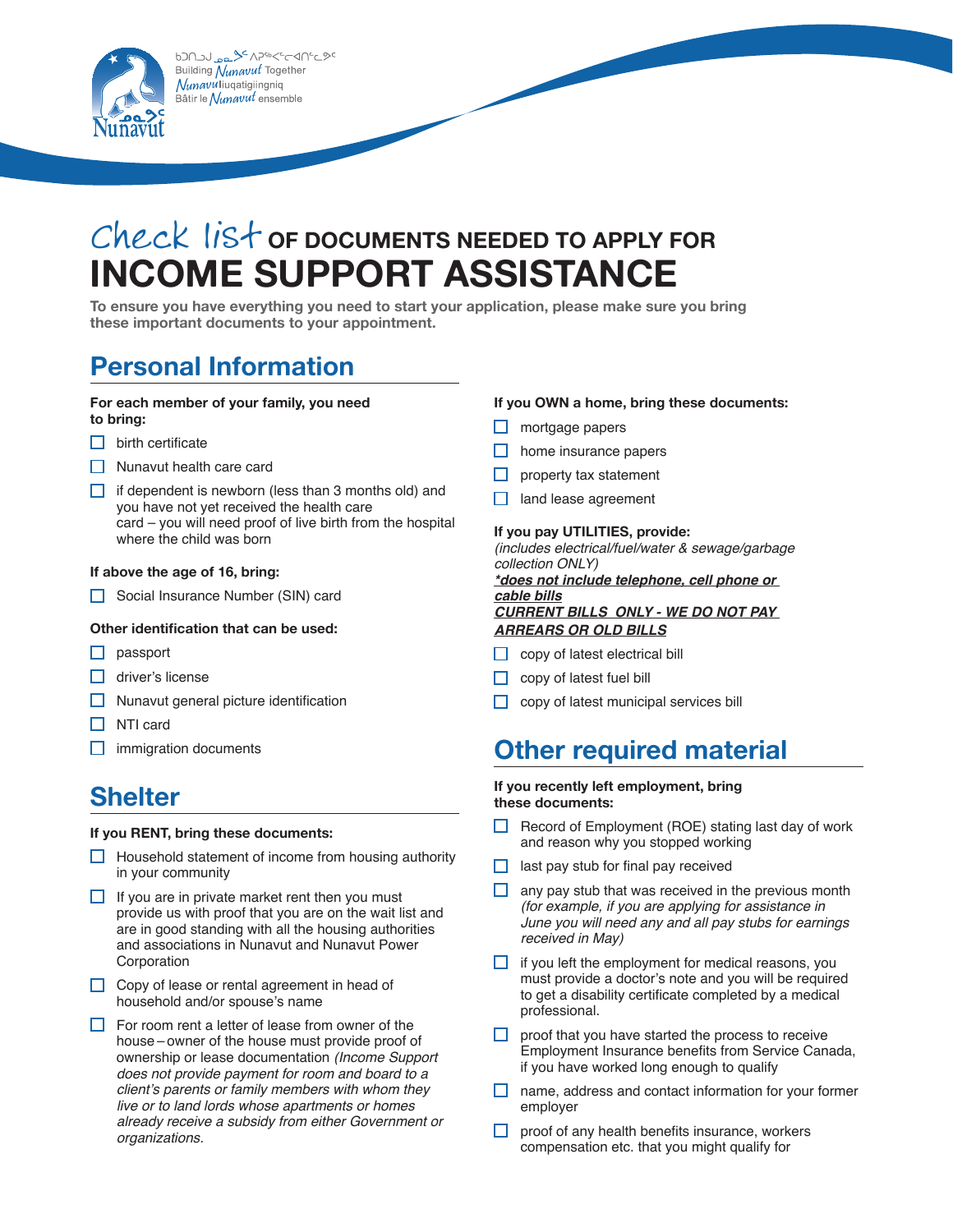ᑲᑐᑎᓪᓗᒍ ᓄᓇᕗᑦ ᐱᕙᓪᓕᐊᑎᑦᓯᓂᖅ
Building *Nunavut* Together
*Nunavut*liuqatigiingniq
Bâtir le *Nunavut* ensemble

# Check list OF DOCUMENTS NEEDED TO APPLY FOR INCOME SUPPORT ASSISTANCE

**To ensure you have everything you need to start your application, please make sure you bring these important documents to your appointment.**

## Personal Information

**For each member of your family, you need to bring:**

- ☐ birth certificate
- ☐ Nunavut health care card
- ☐ if dependent is newborn (less than 3 months old) and you have not yet received the health care card – you will need proof of live birth from the hospital where the child was born

**If above the age of 16, bring:**

- ☐ Social Insurance Number (SIN) card

**Other identification that can be used:**

- ☐ passport
- ☐ driver's license
- ☐ Nunavut general picture identification
- ☐ NTI card
- ☐ immigration documents

## Shelter

**If you RENT, bring these documents:**

- ☐ Household statement of income from housing authority in your community
- ☐ If you are in private market rent then you must provide us with proof that you are on the wait list and are in good standing with all the housing authorities and associations in Nunavut and Nunavut Power Corporation
- ☐ Copy of lease or rental agreement in head of household and/or spouse's name
- ☐ For room rent a letter of lease from owner of the house – owner of the house must provide proof of ownership or lease documentation *(Income Support does not provide payment for room and board to a client's parents or family members with whom they live or to land lords whose apartments or homes already receive a subsidy from either Government or organizations.*

**If you OWN a home, bring these documents:**

- ☐ mortgage papers
- ☐ home insurance papers
- ☐ property tax statement
- ☐ land lease agreement

**If you pay UTILITIES, provide:**
*(includes electrical/fuel/water & sewage/garbage collection ONLY)*
***\*does not include telephone, cell phone or cable bills***
***CURRENT BILLS ONLY - WE DO NOT PAY ARREARS OR OLD BILLS***

- ☐ copy of latest electrical bill
- ☐ copy of latest fuel bill
- ☐ copy of latest municipal services bill

## Other required material

**If you recently left employment, bring these documents:**

- ☐ Record of Employment (ROE) stating last day of work and reason why you stopped working
- ☐ last pay stub for final pay received
- ☐ any pay stub that was received in the previous month *(for example, if you are applying for assistance in June you will need any and all pay stubs for earnings received in May)*
- ☐ if you left the employment for medical reasons, you must provide a doctor's note and you will be required to get a disability certificate completed by a medical professional.
- ☐ proof that you have started the process to receive Employment Insurance benefits from Service Canada, if you have worked long enough to qualify
- ☐ name, address and contact information for your former employer
- ☐ proof of any health benefits insurance, workers compensation etc. that you might qualify for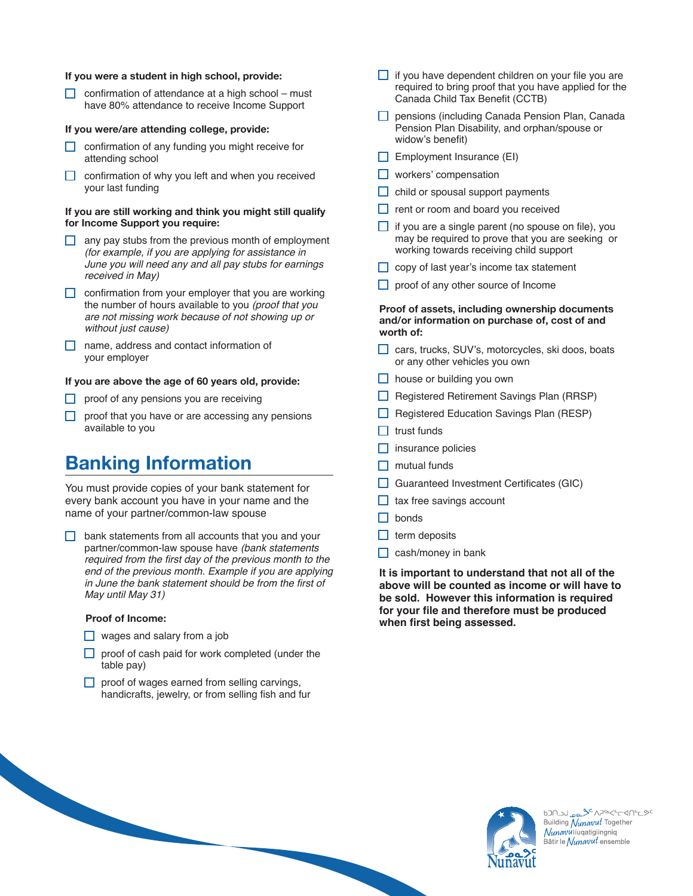**If you were a student in high school, provide:**

- ☐ confirmation of attendance at a high school – must have 80% attendance to receive Income Support

**If you were/are attending college, provide:**

- ☐ confirmation of any funding you might receive for attending school
- ☐ confirmation of why you left and when you received your last funding

**If you are still working and think you might still qualify for Income Support you require:**

- ☐ any pay stubs from the previous month of employment *(for example, if you are applying for assistance in June you will need any and all pay stubs for earnings received in May)*
- ☐ confirmation from your employer that you are working the number of hours available to you *(proof that you are not missing work because of not showing up or without just cause)*
- ☐ name, address and contact information of your employer

**If you are above the age of 60 years old, provide:**

- ☐ proof of any pensions you are receiving
- ☐ proof that you have or are accessing any pensions available to you

## Banking Information

You must provide copies of your bank statement for every bank account you have in your name and the name of your partner/common-law spouse

- ☐ bank statements from all accounts that you and your partner/common-law spouse have *(bank statements required from the first day of the previous month to the end of the previous month. Example if you are applying in June the bank statement should be from the first of May until May 31)*

**Proof of Income:**

- ☐ wages and salary from a job
- ☐ proof of cash paid for work completed (under the table pay)
- ☐ proof of wages earned from selling carvings, handicrafts, jewelry, or from selling fish and fur
- ☐ if you have dependent children on your file you are required to bring proof that you have applied for the Canada Child Tax Benefit (CCTB)
- ☐ pensions (including Canada Pension Plan, Canada Pension Plan Disability, and orphan/spouse or widow's benefit)
- ☐ Employment Insurance (EI)
- ☐ workers' compensation
- ☐ child or spousal support payments
- ☐ rent or room and board you received
- ☐ if you are a single parent (no spouse on file), you may be required to prove that you are seeking or working towards receiving child support
- ☐ copy of last year's income tax statement
- ☐ proof of any other source of Income

**Proof of assets, including ownership documents and/or information on purchase of, cost of and worth of:**

- ☐ cars, trucks, SUV's, motorcycles, ski doos, boats or any other vehicles you own
- ☐ house or building you own
- ☐ Registered Retirement Savings Plan (RRSP)
- ☐ Registered Education Savings Plan (RESP)
- ☐ trust funds
- ☐ insurance policies
- ☐ mutual funds
- ☐ Guaranteed Investment Certificates (GIC)
- ☐ tax free savings account
- ☐ bonds
- ☐ term deposits
- ☐ cash/money in bank

**It is important to understand that not all of the above will be counted as income or will have to be sold. However this information is required for your file and therefore must be produced when first being assessed.**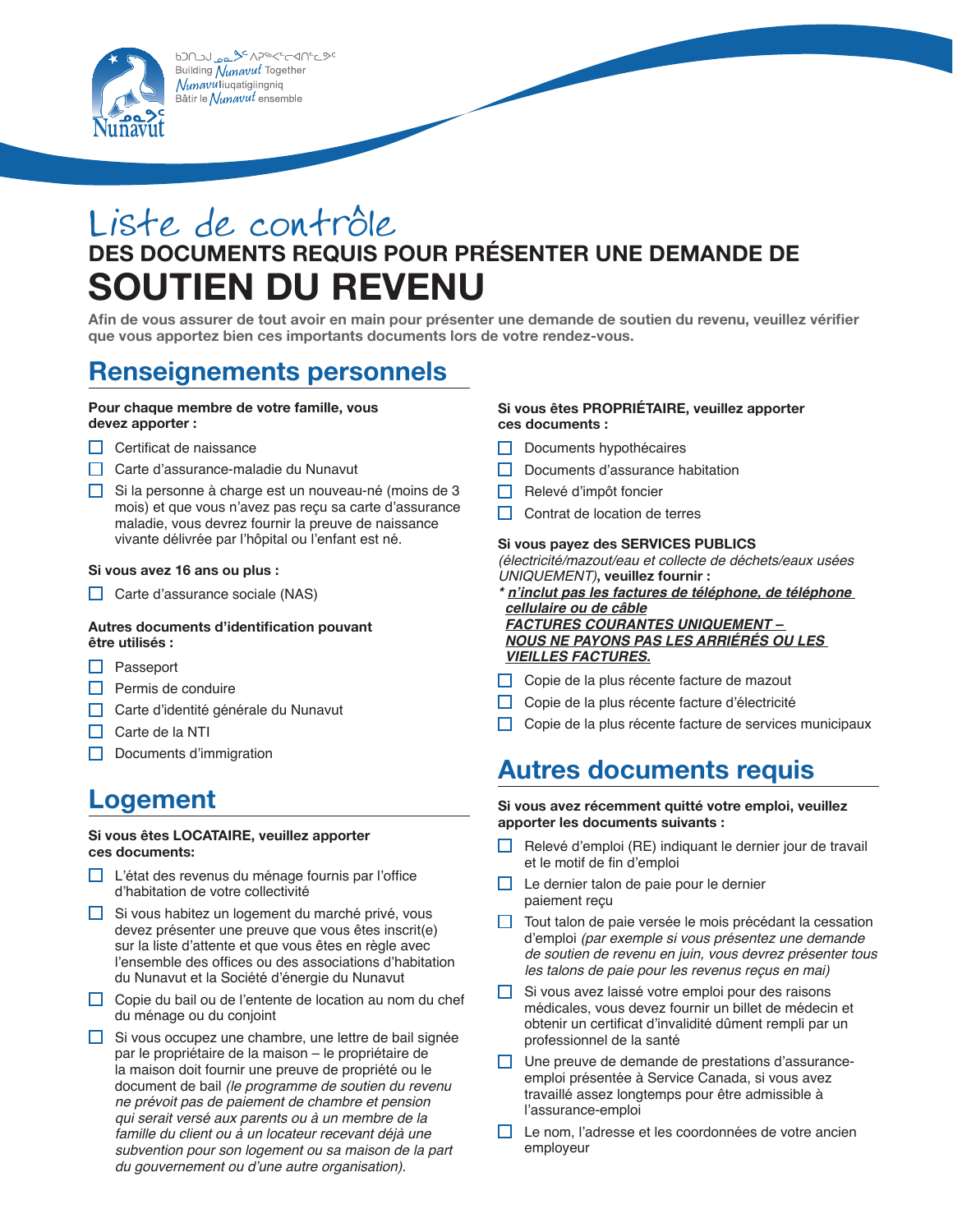ᑲᑎᒍᒃ ᓄᓇᕗᑦ ᐱᕐᖃᑦᑕᐃᑦᑐᑦᑕ
Building Nunavut Together
Nunavutliuqatigiingniq
Bâtir le Nunavut ensemble

# Liste de contrôle

## DES DOCUMENTS REQUIS POUR PRÉSENTER UNE DEMANDE DE SOUTIEN DU REVENU

**Afin de vous assurer de tout avoir en main pour présenter une demande de soutien du revenu, veuillez vérifier que vous apportez bien ces importants documents lors de votre rendez-vous.**

## Renseignements personnels

**Pour chaque membre de votre famille, vous devez apporter :**

- ☐ Certificat de naissance
- ☐ Carte d'assurance-maladie du Nunavut
- ☐ Si la personne à charge est un nouveau-né (moins de 3 mois) et que vous n'avez pas reçu sa carte d'assurance maladie, vous devrez fournir la preuve de naissance vivante délivrée par l'hôpital ou l'enfant est né.

**Si vous avez 16 ans ou plus :**

- ☐ Carte d'assurance sociale (NAS)

**Autres documents d'identification pouvant être utilisés :**

- ☐ Passeport
- ☐ Permis de conduire
- ☐ Carte d'identité générale du Nunavut
- ☐ Carte de la NTI
- ☐ Documents d'immigration

## Logement

**Si vous êtes LOCATAIRE, veuillez apporter ces documents:**

- ☐ L'état des revenus du ménage fournis par l'office d'habitation de votre collectivité
- ☐ Si vous habitez un logement du marché privé, vous devez présenter une preuve que vous êtes inscrit(e) sur la liste d'attente et que vous êtes en règle avec l'ensemble des offices ou des associations d'habitation du Nunavut et la Société d'énergie du Nunavut
- ☐ Copie du bail ou de l'entente de location au nom du chef du ménage ou du conjoint
- ☐ Si vous occupez une chambre, une lettre de bail signée par le propriétaire de la maison – le propriétaire de la maison doit fournir une preuve de propriété ou le document de bail *(le programme de soutien du revenu ne prévoit pas de paiement de chambre et pension qui serait versé aux parents ou à un membre de la famille du client ou à un locateur recevant déjà une subvention pour son logement ou sa maison de la part du gouvernement ou d'une autre organisation).*

**Si vous êtes PROPRIÉTAIRE, veuillez apporter ces documents :**

- ☐ Documents hypothécaires
- ☐ Documents d'assurance habitation
- ☐ Relevé d'impôt foncier
- ☐ Contrat de location de terres

**Si vous payez des SERVICES PUBLICS** *(électricité/mazout/eau et collecte de déchets/eaux usées UNIQUEMENT)***, veuillez fournir :**

***n'inclut pas les factures de téléphone, de téléphone cellulaire ou de câble***
***FACTURES COURANTES UNIQUEMENT – NOUS NE PAYONS PAS LES ARRIÉRÉS OU LES VIEILLES FACTURES.***

- ☐ Copie de la plus récente facture de mazout
- ☐ Copie de la plus récente facture d'électricité
- ☐ Copie de la plus récente facture de services municipaux

## Autres documents requis

**Si vous avez récemment quitté votre emploi, veuillez apporter les documents suivants :**

- ☐ Relevé d'emploi (RE) indiquant le dernier jour de travail et le motif de fin d'emploi
- ☐ Le dernier talon de paie pour le dernier paiement reçu
- ☐ Tout talon de paie versée le mois précédant la cessation d'emploi *(par exemple si vous présentez une demande de soutien de revenu en juin, vous devrez présenter tous les talons de paie pour les revenus reçus en mai)*
- ☐ Si vous avez laissé votre emploi pour des raisons médicales, vous devez fournir un billet de médecin et obtenir un certificat d'invalidité dûment rempli par un professionnel de la santé
- ☐ Une preuve de demande de prestations d'assurance-emploi présentée à Service Canada, si vous avez travaillé assez longtemps pour être admissible à l'assurance-emploi
- ☐ Le nom, l'adresse et les coordonnées de votre ancien employeur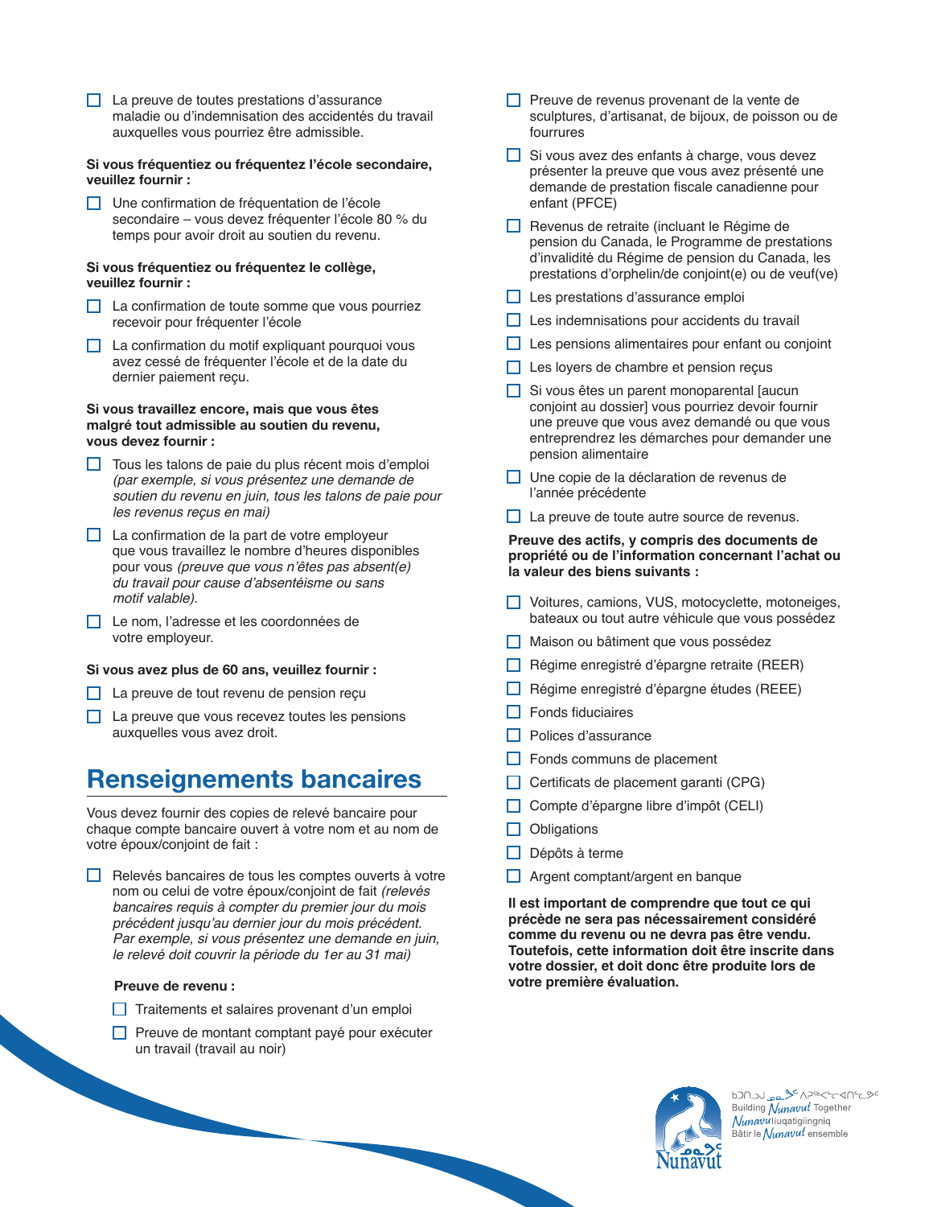- [ ] La preuve de toutes prestations d'assurance maladie ou d'indemnisation des accidents du travail auxquelles vous pourriez être admissible.

**Si vous fréquentiez ou fréquentez l'école secondaire, veuillez fournir :**

- [ ] Une confirmation de fréquentation de l'école secondaire – vous devez fréquenter l'école 80 % du temps pour avoir droit au soutien du revenu.

**Si vous fréquentiez ou fréquentez le collège, veuillez fournir :**

- [ ] La confirmation de toute somme que vous pourriez recevoir pour fréquenter l'école
- [ ] La confirmation du motif expliquant pourquoi vous avez cessé de fréquenter l'école et de la date du dernier paiement reçu.

**Si vous travaillez encore, mais que vous êtes malgré tout admissible au soutien du revenu, vous devez fournir :**

- [ ] Tous les talons de paie du plus récent mois d'emploi *(par exemple, si vous présentez une demande de soutien du revenu en juin, tous les talons de paie pour les revenus reçus en mai)*
- [ ] La confirmation de la part de votre employeur que vous travaillez le nombre d'heures disponibles pour vous *(preuve que vous n'êtes pas absent(e) du travail pour cause d'absentéisme ou sans motif valable)*.
- [ ] Le nom, l'adresse et les coordonnées de votre employeur.

**Si vous avez plus de 60 ans, veuillez fournir :**

- [ ] La preuve de tout revenu de pension reçu
- [ ] La preuve que vous recevez toutes les pensions auxquelles vous avez droit.

## Renseignements bancaires

Vous devez fournir des copies de relevé bancaire pour chaque compte bancaire ouvert à votre nom et au nom de votre époux/conjoint de fait :

- [ ] Relevés bancaires de tous les comptes ouverts à votre nom ou celui de votre époux/conjoint de fait *(relevés bancaires requis à compter du premier jour du mois précédent jusqu'au dernier jour du mois précédent. Par exemple, si vous présentez une demande en juin, le relevé doit couvrir la période du 1er au 31 mai)*

**Preuve de revenu :**

- [ ] Traitements et salaires provenant d'un emploi
- [ ] Preuve de montant comptant payé pour exécuter un travail (travail au noir)
- [ ] Preuve de revenus provenant de la vente de sculptures, d'artisanat, de bijoux, de poisson ou de fourrures
- [ ] Si vous avez des enfants à charge, vous devez présenter la preuve que vous avez présenté une demande de prestation fiscale canadienne pour enfant (PFCE)
- [ ] Revenus de retraite (incluant le Régime de pension du Canada, le Programme de prestations d'invalidité du Régime de pension du Canada, les prestations d'orphelin/de conjoint(e) ou de veuf(ve)
- [ ] Les prestations d'assurance emploi
- [ ] Les indemnisations pour accidents du travail
- [ ] Les pensions alimentaires pour enfant ou conjoint
- [ ] Les loyers de chambre et pension reçus
- [ ] Si vous êtes un parent monoparental [aucun conjoint au dossier] vous pourriez devoir fournir une preuve que vous avez demandé ou que vous entreprendrez les démarches pour demander une pension alimentaire
- [ ] Une copie de la déclaration de revenus de l'année précédente
- [ ] La preuve de toute autre source de revenus.

**Preuve des actifs, y compris des documents de propriété ou de l'information concernant l'achat ou la valeur des biens suivants :**

- [ ] Voitures, camions, VUS, motocyclette, motoneiges, bateaux ou tout autre véhicule que vous possédez
- [ ] Maison ou bâtiment que vous possédez
- [ ] Régime enregistré d'épargne retraite (REER)
- [ ] Régime enregistré d'épargne études (REEE)
- [ ] Fonds fiduciaires
- [ ] Polices d'assurance
- [ ] Fonds communs de placement
- [ ] Certificats de placement garanti (CPG)
- [ ] Compte d'épargne libre d'impôt (CELI)
- [ ] Obligations
- [ ] Dépôts à terme
- [ ] Argent comptant/argent en banque

**Il est important de comprendre que tout ce qui précède ne sera pas nécessairement considéré comme du revenu ou ne devra pas être vendu. Toutefois, cette information doit être inscrite dans votre dossier, et doit donc être produite lors de votre première évaluation.**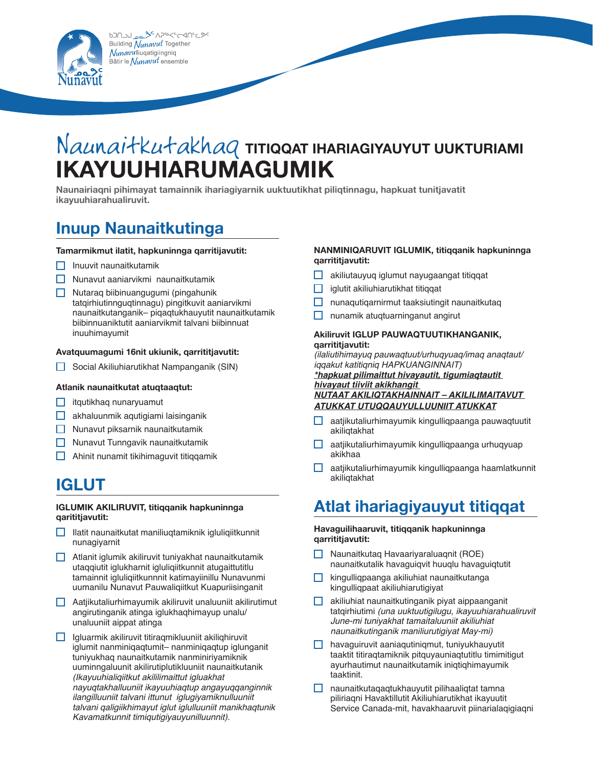ᑲᑐᑎᑐᒍ ᓄᓇᕗᑦ ᐱᕋᕐᕙᑦᑎᑦᑕᕗᑦ
Building Nunavut Together
Nunavuliuqatigiingniq
Bâtir le Nunavut ensemble

# Naunaitkutakhaq TITIQQAT IHARIAGIYAUYUT UUKTURIAMI IKAYUUHIARUMAGUMIK

**Naunairiaqni pihimayat tamainnik ihariagiyarnik uuktuutikhat piliqtinnagu, hapkuat tunitjavatit ikayuuhiarahualiruvit.**

## Inuup Naunaitkutinga

**Tamarmikmut ilatit, hapkuninnga qarritijavutit:**

- ☐ Inuuvit naunaitkutamik
- ☐ Nunavut aaniarvikmi naunaitkutamik
- ☐ Nutaraq biibinuangugumi (pingahunik tatqirhiutinnguqtinnagu) pingitkuvit aaniarvikmi naunaitkutanganik– piqaqtukhauyutit naunaitkutamik biibinnuaniktutit aaniarvikmit talvani biibinnuat inuuhimayumit

**Avatquumagumi 16nit ukiunik, qarritijavutit:**

- ☐ Social Akiliuhiarutikhat Nampanganik (SIN)

**Atlanik naunaitkutat atuqtaaqtut:**

- ☐ itqutikhaq nunaryuamut
- ☐ akhaluunmik aqutigiami laisinganik
- ☐ Nunavut piksarnik naunaitkutamik
- ☐ Nunavut Tunngavik naunaitkutamik
- ☐ Ahinit nunamit tikihimaguvit titiqqamik

## IGLUT

**IGLUMIK AKILIRUVIT, titiqqanik hapkuninnga qarititjavutit:**

- ☐ Ilatit naunaitkutat maniliuqtamiknik igluliqiitkunnit nunagiyarnit
- ☐ Atlanit iglumik akiliruvit tuniyakhat naunaitkutamik utaqqiutit iglukharnit igluliqiitkunnit atugaittutitlu tamainnit igluliqiitkunnnit katimayiinillu Nunavunmi uumanilu Nunavut Pauwaliqiitkut Kuapuriisinganit
- ☐ Aatjikutaliurhimayumik akiliruvit unaluuniit akilirutimut angirutinganik atinga iglukhaqhimayup unalu/ unaluuniit aippat atinga
- ☐ Igluarmik akiliruvit titiraqmikluuniit akiliqhiruvit iglumit nanminiqaqtumit– nanminiqaqtup iglunganit tuniyukhaq naunaitkutamik nanminiriyamiknik uuminngaluunit akilirutiplutikluuniit naunaitkutanik *(Ikayuuhialiqiitkut akililimaittut igluakhat nayuqtakhalluuniit ikayuuhiaqtup angayuqqanginnik ilangilluuniit talvani ittunut iglugiyamiknulluuniit talvani qaligiikhimayut iglut iglulluuniit manikhaqtunik Kavamatkunnit timiqutigiyauyunilluunnit).*

**NANMINIQARUVIT IGLUMIK, titiqqanik hapkuninnga qarritijavutit:**

- ☐ akiliutauyuq iglumut nayugaangat titiqqat
- ☐ iglutit akiliuhiarutikhat titiqqat
- ☐ nunaqutiqarnirmut taaksiutingit naunaitkutaq
- ☐ nunamik atuqtuarninganut angirut

**Akiliruvit IGLUP PAUWAQTUUTIKHANGANIK, qarritijavutit:**
*(ilaliutihimayuq pauwaqtuut/urhuqyuaq/imaq anaqtaut/ iqqakut katitiqniq HAPKUANGINNAIT)*
***\*hapkuat pilimaittut hivayautit, tigumiaqtautit hivayaut tiiviit akikhangit***
***NUTAAT AKILIQTAKHAINNAIT – AKILILIMAITAVUT ATUKKAT UTUQQAUYULLUUNIIT ATUKKAT***

- ☐ aatjikutaliurhimayumik kingulliqpaanga pauwaqtuutit akiliqtakhat
- ☐ aatjikutaliurhimayumik kingulliqpaanga urhuqyuap akikhaa
- ☐ aatjikutaliurhimayumik kingulliqpaanga haamlatkunnit akiliqtakhat

## Atlat ihariagiyauyut titiqqat

**Havaguilihaaruvit, titiqqanik hapkuninnga qarritijavutit:**

- ☐ Naunaitkutaq Havaariyaraluaqnit (ROE) naunaitkutalik havaguiqvit huuqlu havaguiqtutit
- ☐ kingulliqpaanga akiliuhiat naunaitkutanga kingulliqpaat akiliuhiarutigiyat
- ☐ akiliuhiat naunaitkutinganik piyat aippaanganit tatqirhiutimi *(una uuktuutigilugu, ikayuuhiarahualiruvit June-mi tuniyakhat tamaitaluuniit akiliuhiat naunaitkutinganik maniliurutigiyat May-mi)*
- ☐ havaguiruvit aaniaqutiniqmut, tuniyukhauyutit taaktit titiraqtamiknik pitquyauniaqtutitlu timimitigut ayurhautimut naunaitkutamik iniqtiqhimayumik taaktinit.
- ☐ naunaitkutaqaqtukhauyutit pilihaaliqtat tamna piliriaqni Havaktillutit Akiliuhiarutikhat ikayuutit Service Canada-mit, havakhaaruvit piinarialaqigiaqni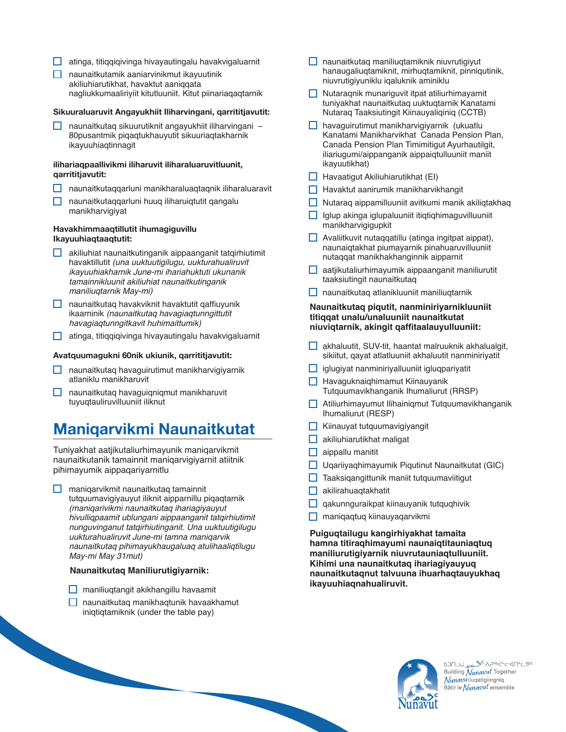- ☐ atinga, titiqqiqivinga hivayautingalu havakvigaluarnit
- ☐ naunaitkutamik aaniarvinikmut ikayuutinik akiliuhiarutikhat, havaktut aaniqqata nagliukkumaaliriyiit kitutluuniit. Kitut piinariaqaqtarnik

**Sikuuraluaruvit Angayukhiit Iliharvingani, qarrititjavutit:**

- ☐ naunaitkutaq sikuurutiknit angayukhiit iliharvingani – 80pusantmik piqaqtukhauyutit sikuuriaqtakharnik ikayuuhiaqtinnagit

**ilihariaqpaallivikmi iliharuvit iliharaluaruvitluunit, qarrititjavutit:**

- ☐ naunaitkutaqqarluni manikharaluaqtaqnik iliharaluaravit
- ☐ naunaitkutaqqarluni huuq iliharuiqtutit qangalu manikharvigiyat

**Havakhimmaaqtillutit ihumagiguvillu Ikayuuhiaqtaaqtutit:**

- ☐ akiliuhiat naunaitkutinganik aippaanganit tatqirhiutimit havaktillutit *(una uuktuutigilugu, uukturahualiruvit ikayuuhiakharnik June-mi ihariahuktuti ukunanik tamainnikluunit akiliuhiat naunaitkutinganik maniliuqtarnik May-mi)*
- ☐ naunaitkutaq havakviknit havaktutit qaffiuyunik ikaarninik *(naunaitkutaq havagiaqtunngittutit havagiaqtunngitkavit huhimaittumik)*
- ☐ atinga, titiqqiqivinga hivayautingalu havakvigaluarnit

**Avatquumagukni 60nik ukiunik, qarrititjavutit:**

- ☐ naunaitkutaq havaguirutimut manikharvigiyarnik atlaniklu manikharuvit
- ☐ naunaitkutaq havaguiqniqmut manikharuvit tuyuqtauliruvilluuniit iliknut

## Maniqarvikmi Naunaitkutat

Tuniyakhat aatjikutaliurhimayunik maniqarvikmit naunaitkutanik tamainnit maniqarvigiyarnit atiitnik pihimayumik aippaqariyarnitlu

- ☐ maniqarvikmit naunaitkutaq tamainnit tutquumavigiyauyut iliknit aipparnillu piqaqtarnik *(maniqarivikmi naunaitkutaq ihariagiyauyut hivulliqpaamit ublungani aippaanganit tatqirhiutimit nunguvinganut tatqirhiutinganit. Una uuktuutigilugu uukturahualiruvit June-mi tamna maniqarvik naunaitkutaq pihimayukhaugaluaq atulihaaliqtilugu May-mi May 31mut)*

**Naunaitkutaq Maniliurutigiyarnik:**

- ☐ maniliuqtangit akikhangillu havaamit
- ☐ naunaitkutaq manikhaqtunik havaakhamut iniqtiqtamiknik (under the table pay)
- ☐ naunaitkutaq maniliuqtamiknik niuvrutigiyut hanaugaliuqtamiknit, mirhuqtamiknit, pinniqtunik, niuvrutigiyuniklu iqaluknik aminiklu
- ☐ Nutaraqnik munariguvit itpat atiliurhimayarnit tuniyakhat naunaitkutaq uuktuqtarnik Kanatami Nutaraq Taaksiutingit Kiinauyaliqiniq (CCTB)
- ☐ havaguirutimut manikharvigiyarnik (ukuatlu Kanatami Manikharvikhat Canada Pension Plan, Canada Pension Plan Timimitigut Ayurhautilgit, iliariugumi/aippanganik aippaiqtulluuniit maniit ikayuutikhat)
- ☐ Havaatigut Akiliuhiarutikhat (EI)
- ☐ Havaktut aanirumik manikharvikhangit
- ☐ Nutaraq aippamilluuniit avitkumi manik akiliqtakhaq
- ☐ Iglup akinga iglupaluuniit itiqtiqhimaguvilluuniit manikharvigigupkit
- ☐ Avaliitkuvit nutaqqatillu (atinga ingitpat aippat), naunaiqtakhat piumayarnik pinahuaruvilluuniit nutaqqat manikhakhanginnik aipparnit
- ☐ aatjikutaliurhimayumik aippaanganit maniliurutit taaksiutingit naunaitkutaq
- ☐ naunaitkutaq atlanikluuniit maniliuqtarnik

**Naunaitkutaq piqutit, nanminiriyarnikluuniit titiqqat unalu/unaluuniit naunaitkutat niuviqtarnik, akingit qaffitaalauyulluuniit:**

- ☐ akhaluutit, SUV-tit, haantat malruuknik akhalualgit, sikiitut, qayat atlatluuniit akhaluutit nanminiriyatit
- ☐ iglugiyat nanminiriyalluuniit igluqpariyatit
- ☐ Havaguknaiqhimamut Kiinauyanik Tutquumavikhanganik Ihumaliurut (RRSP)
- ☐ Atiliurhimayumut Ilihainiqmut Tutquumavikhanganik Ihumaliurut (RESP)
- ☐ Kiinauyat tutquumavigiyangit
- ☐ akiliuhiarutikhat maligat
- ☐ aippallu manitit
- ☐ Uqariiyaqhimayumik Piqutinut Naunaitkutat (GIC)
- ☐ Taaksiqangittunik maniit tutquumaviitigut
- ☐ akilirahuaqtakhatit
- ☐ qakunnguraikpat kiinauyanik tutquqhivik
- ☐ maniqaqtuq kiinauyaqarvikmi

**Puiguqtailugu kangirhiyakhat tamaita hamna titiraqhimayumi naunaiqtitauniaqtuq maniliurutigiyarnik niuvrutauniaqtulluuniit. Kihimi una naunaitkutaq ihariagiyauyuq naunaitkutaqnut talvuuna ihuarhaqtauyukhaq ikayuuhiaqnahualiruvit.**